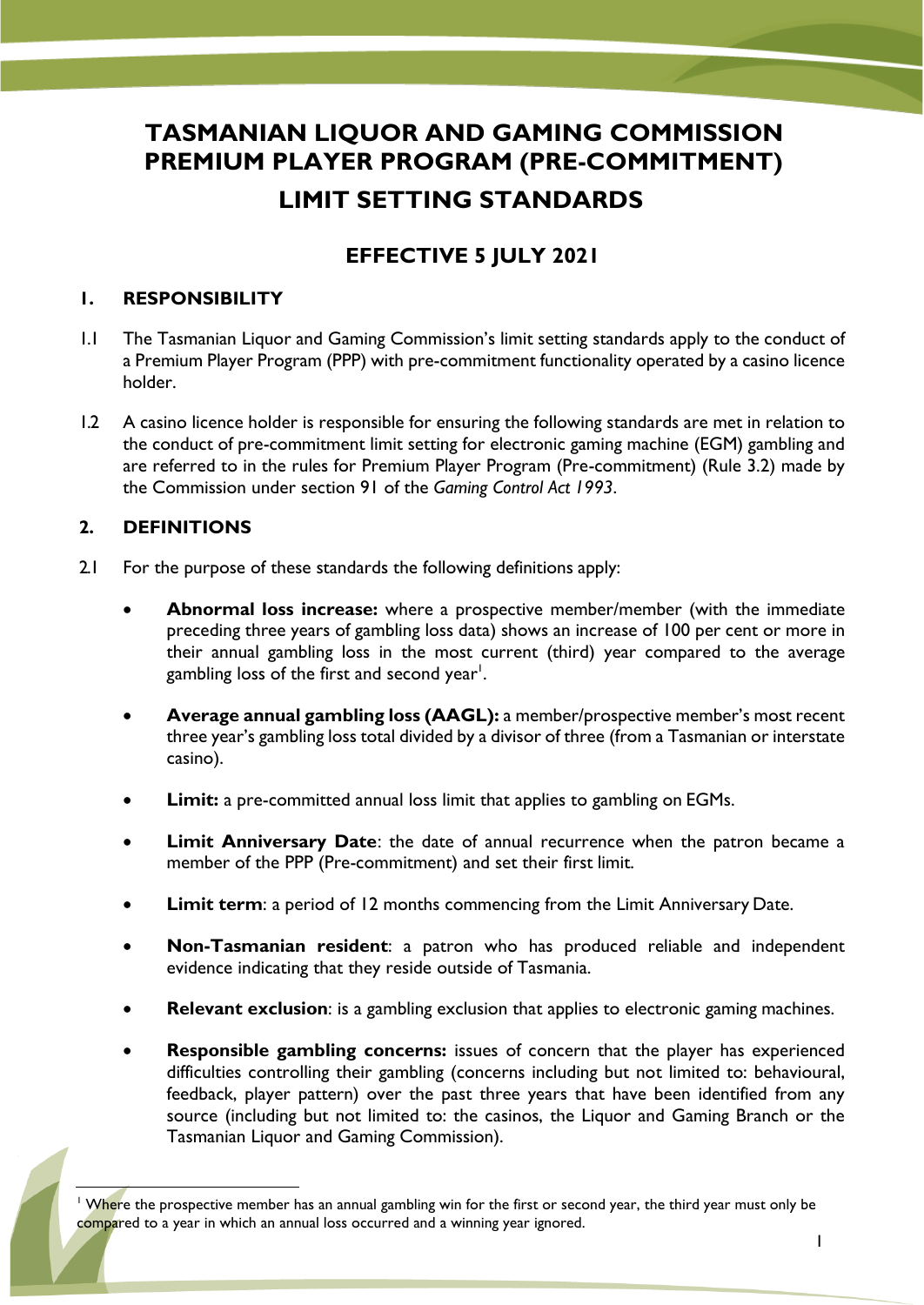# TASMANIAN LIQUOR AND GAMING COMMISSION PREMIUM PLAYER PROGRAM (PRE-COMMITMENT)

# LIMIT SETTING STANDARDS

## EFFECTIVE 5 JULY 2021

### 1. RESPONSIBILITY

1.1 The Tasmanian Liquor and Gaming Commission's limit setting standards apply to the conduct of a Premium Player Program (PPP) with pre-commitment functionality operated by a casino licence holder.

1.2 A casino licence holder is responsible for ensuring the following standards are met in relation to the conduct of pre-commitment limit setting for electronic gaming machine (EGM) gambling and are referred to in the rules for Premium Player Program (Pre-commitment) (Rule 3.2) made by the Commission under section 91 of the *Gaming Control Act 1993*.

### 2. DEFINITIONS

2.1 For the purpose of these standards the following definitions apply:

- **Abnormal loss increase:** where a prospective member/member (with the immediate preceding three years of gambling loss data) shows an increase of 100 per cent or more in their annual gambling loss in the most current (third) year compared to the average gambling loss of the first and second year[1].
- **Average annual gambling loss (AAGL):** a member/prospective member's most recent three year's gambling loss total divided by a divisor of three (from a Tasmanian or interstate casino).
- **Limit:** a pre-committed annual loss limit that applies to gambling on EGMs.
- **Limit Anniversary Date**: the date of annual recurrence when the patron became a member of the PPP (Pre-commitment) and set their first limit.
- **Limit term**: a period of 12 months commencing from the Limit Anniversary Date.
- **Non-Tasmanian resident**: a patron who has produced reliable and independent evidence indicating that they reside outside of Tasmania.
- **Relevant exclusion**: is a gambling exclusion that applies to electronic gaming machines.
- **Responsible gambling concerns:** issues of concern that the player has experienced difficulties controlling their gambling (concerns including but not limited to: behavioural, feedback, player pattern) over the past three years that have been identified from any source (including but not limited to: the casinos, the Liquor and Gaming Branch or the Tasmanian Liquor and Gaming Commission).

[1] Where the prospective member has an annual gambling win for the first or second year, the third year must only be compared to a year in which an annual loss occurred and a winning year ignored.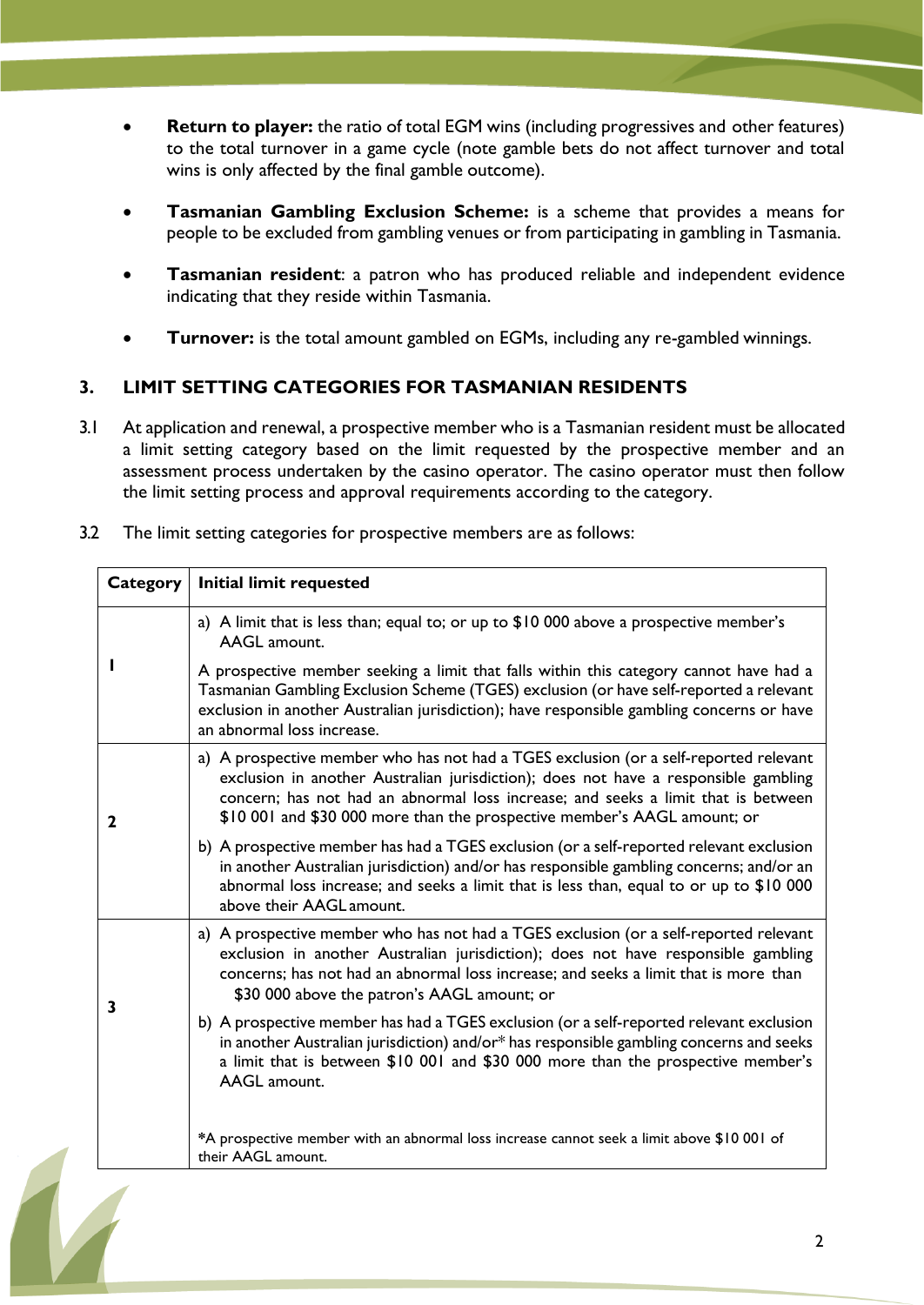- **Return to player:** the ratio of total EGM wins (including progressives and other features) to the total turnover in a game cycle (note gamble bets do not affect turnover and total wins is only affected by the final gamble outcome).

- **Tasmanian Gambling Exclusion Scheme:** is a scheme that provides a means for people to be excluded from gambling venues or from participating in gambling in Tasmania.

- **Tasmanian resident**: a patron who has produced reliable and independent evidence indicating that they reside within Tasmania.

- **Turnover:** is the total amount gambled on EGMs, including any re-gambled winnings.

## 3. LIMIT SETTING CATEGORIES FOR TASMANIAN RESIDENTS

3.1 At application and renewal, a prospective member who is a Tasmanian resident must be allocated a limit setting category based on the limit requested by the prospective member and an assessment process undertaken by the casino operator. The casino operator must then follow the limit setting process and approval requirements according to the category.

3.2 The limit setting categories for prospective members are as follows:

| Category | Initial limit requested |
|---|---|
| 1 | a) A limit that is less than; equal to; or up to $10 000 above a prospective member's AAGL amount.<br><br>A prospective member seeking a limit that falls within this category cannot have had a Tasmanian Gambling Exclusion Scheme (TGES) exclusion (or have self-reported a relevant exclusion in another Australian jurisdiction); have responsible gambling concerns or have an abnormal loss increase. |
| 2 | a) A prospective member who has not had a TGES exclusion (or a self-reported relevant exclusion in another Australian jurisdiction); does not have a responsible gambling concern; has not had an abnormal loss increase; and seeks a limit that is between $10 001 and $30 000 more than the prospective member's AAGL amount; or<br><br>b) A prospective member has had a TGES exclusion (or a self-reported relevant exclusion in another Australian jurisdiction) and/or has responsible gambling concerns; and/or an abnormal loss increase; and seeks a limit that is less than, equal to or up to $10 000 above their AAGL amount. |
| 3 | a) A prospective member who has not had a TGES exclusion (or a self-reported relevant exclusion in another Australian jurisdiction); does not have responsible gambling concerns; has not had an abnormal loss increase; and seeks a limit that is more than $30 000 above the patron's AAGL amount; or<br><br>b) A prospective member has had a TGES exclusion (or a self-reported relevant exclusion in another Australian jurisdiction) and/or* has responsible gambling concerns and seeks a limit that is between $10 001 and $30 000 more than the prospective member's AAGL amount.<br><br>*A prospective member with an abnormal loss increase cannot seek a limit above $10 001 of their AAGL amount. |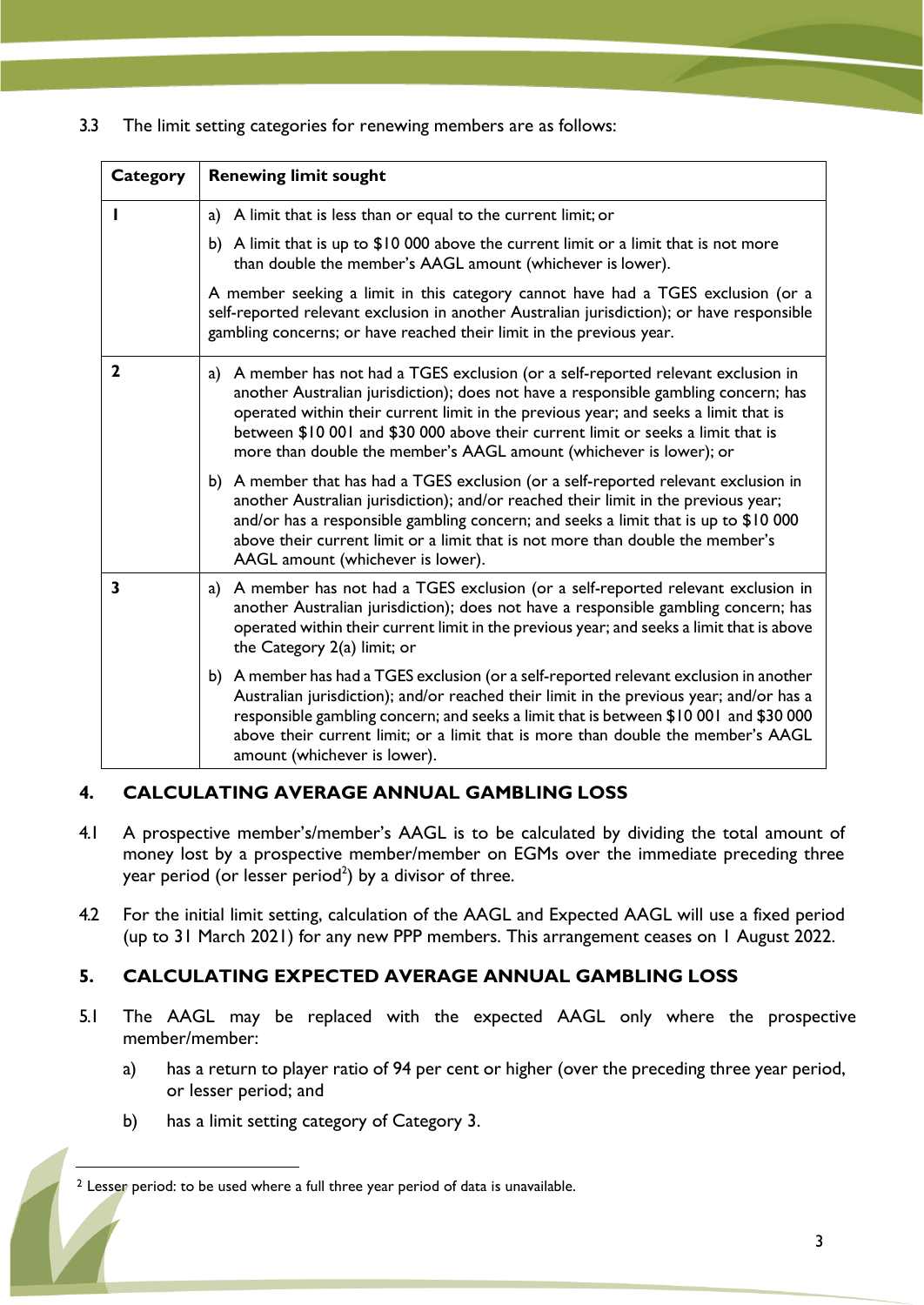3.3 The limit setting categories for renewing members are as follows:

| Category | Renewing limit sought |
|---|---|
| **1** | a) A limit that is less than or equal to the current limit; or<br>b) A limit that is up to $10 000 above the current limit or a limit that is not more than double the member's AAGL amount (whichever is lower).<br>A member seeking a limit in this category cannot have had a TGES exclusion (or a self-reported relevant exclusion in another Australian jurisdiction); or have responsible gambling concerns; or have reached their limit in the previous year. |
| **2** | a) A member has not had a TGES exclusion (or a self-reported relevant exclusion in another Australian jurisdiction); does not have a responsible gambling concern; has operated within their current limit in the previous year; and seeks a limit that is between $10 001 and $30 000 above their current limit or seeks a limit that is more than double the member's AAGL amount (whichever is lower); or<br>b) A member that has had a TGES exclusion (or a self-reported relevant exclusion in another Australian jurisdiction); and/or reached their limit in the previous year; and/or has a responsible gambling concern; and seeks a limit that is up to $10 000 above their current limit or a limit that is not more than double the member's AAGL amount (whichever is lower). |
| **3** | a) A member has not had a TGES exclusion (or a self-reported relevant exclusion in another Australian jurisdiction); does not have a responsible gambling concern; has operated within their current limit in the previous year; and seeks a limit that is above the Category 2(a) limit; or<br>b) A member has had a TGES exclusion (or a self-reported relevant exclusion in another Australian jurisdiction); and/or reached their limit in the previous year; and/or has a responsible gambling concern; and seeks a limit that is between $10 001 and $30 000 above their current limit; or a limit that is more than double the member's AAGL amount (whichever is lower). |

## 4. CALCULATING AVERAGE ANNUAL GAMBLING LOSS

4.1 A prospective member's/member's AAGL is to be calculated by dividing the total amount of money lost by a prospective member/member on EGMs over the immediate preceding three year period (or lesser period[2]) by a divisor of three.

4.2 For the initial limit setting, calculation of the AAGL and Expected AAGL will use a fixed period (up to 31 March 2021) for any new PPP members. This arrangement ceases on 1 August 2022.

## 5. CALCULATING EXPECTED AVERAGE ANNUAL GAMBLING LOSS

5.1 The AAGL may be replaced with the expected AAGL only where the prospective member/member:

a) has a return to player ratio of 94 per cent or higher (over the preceding three year period, or lesser period; and

b) has a limit setting category of Category 3.

[2] Lesser period: to be used where a full three year period of data is unavailable.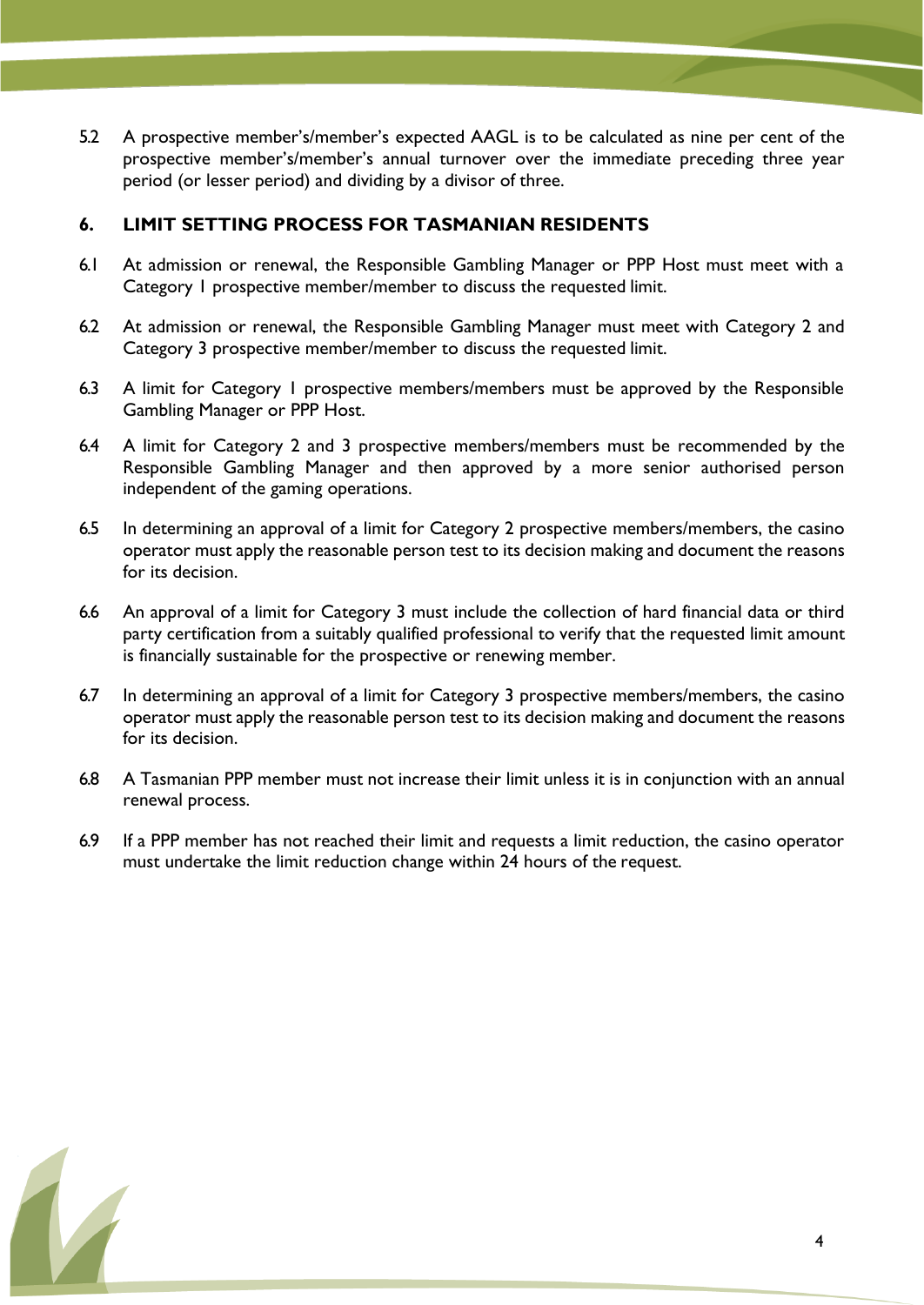5.2 A prospective member's/member's expected AAGL is to be calculated as nine per cent of the prospective member's/member's annual turnover over the immediate preceding three year period (or lesser period) and dividing by a divisor of three.

## 6. LIMIT SETTING PROCESS FOR TASMANIAN RESIDENTS

6.1 At admission or renewal, the Responsible Gambling Manager or PPP Host must meet with a Category 1 prospective member/member to discuss the requested limit.

6.2 At admission or renewal, the Responsible Gambling Manager must meet with Category 2 and Category 3 prospective member/member to discuss the requested limit.

6.3 A limit for Category 1 prospective members/members must be approved by the Responsible Gambling Manager or PPP Host.

6.4 A limit for Category 2 and 3 prospective members/members must be recommended by the Responsible Gambling Manager and then approved by a more senior authorised person independent of the gaming operations.

6.5 In determining an approval of a limit for Category 2 prospective members/members, the casino operator must apply the reasonable person test to its decision making and document the reasons for its decision.

6.6 An approval of a limit for Category 3 must include the collection of hard financial data or third party certification from a suitably qualified professional to verify that the requested limit amount is financially sustainable for the prospective or renewing member.

6.7 In determining an approval of a limit for Category 3 prospective members/members, the casino operator must apply the reasonable person test to its decision making and document the reasons for its decision.

6.8 A Tasmanian PPP member must not increase their limit unless it is in conjunction with an annual renewal process.

6.9 If a PPP member has not reached their limit and requests a limit reduction, the casino operator must undertake the limit reduction change within 24 hours of the request.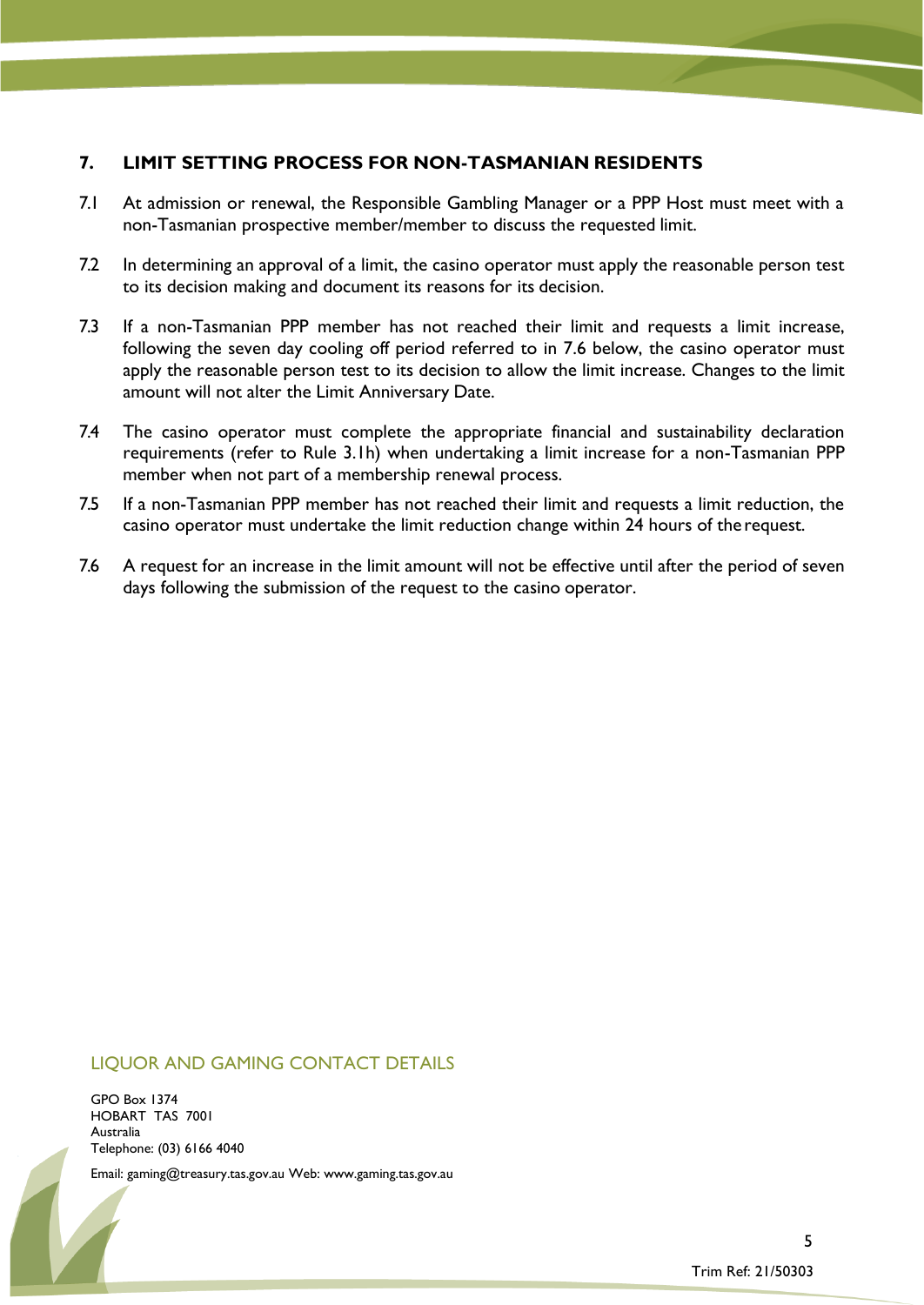## 7. LIMIT SETTING PROCESS FOR NON-TASMANIAN RESIDENTS

7.1 At admission or renewal, the Responsible Gambling Manager or a PPP Host must meet with a non-Tasmanian prospective member/member to discuss the requested limit.

7.2 In determining an approval of a limit, the casino operator must apply the reasonable person test to its decision making and document its reasons for its decision.

7.3 If a non-Tasmanian PPP member has not reached their limit and requests a limit increase, following the seven day cooling off period referred to in 7.6 below, the casino operator must apply the reasonable person test to its decision to allow the limit increase. Changes to the limit amount will not alter the Limit Anniversary Date.

7.4 The casino operator must complete the appropriate financial and sustainability declaration requirements (refer to Rule 3.1h) when undertaking a limit increase for a non-Tasmanian PPP member when not part of a membership renewal process.

7.5 If a non-Tasmanian PPP member has not reached their limit and requests a limit reduction, the casino operator must undertake the limit reduction change within 24 hours of the request.

7.6 A request for an increase in the limit amount will not be effective until after the period of seven days following the submission of the request to the casino operator.

## LIQUOR AND GAMING CONTACT DETAILS

GPO Box 1374
HOBART TAS 7001
Australia
Telephone: (03) 6166 4040

Email: gaming@treasury.tas.gov.au Web: www.gaming.tas.gov.au

Trim Ref: 21/50303